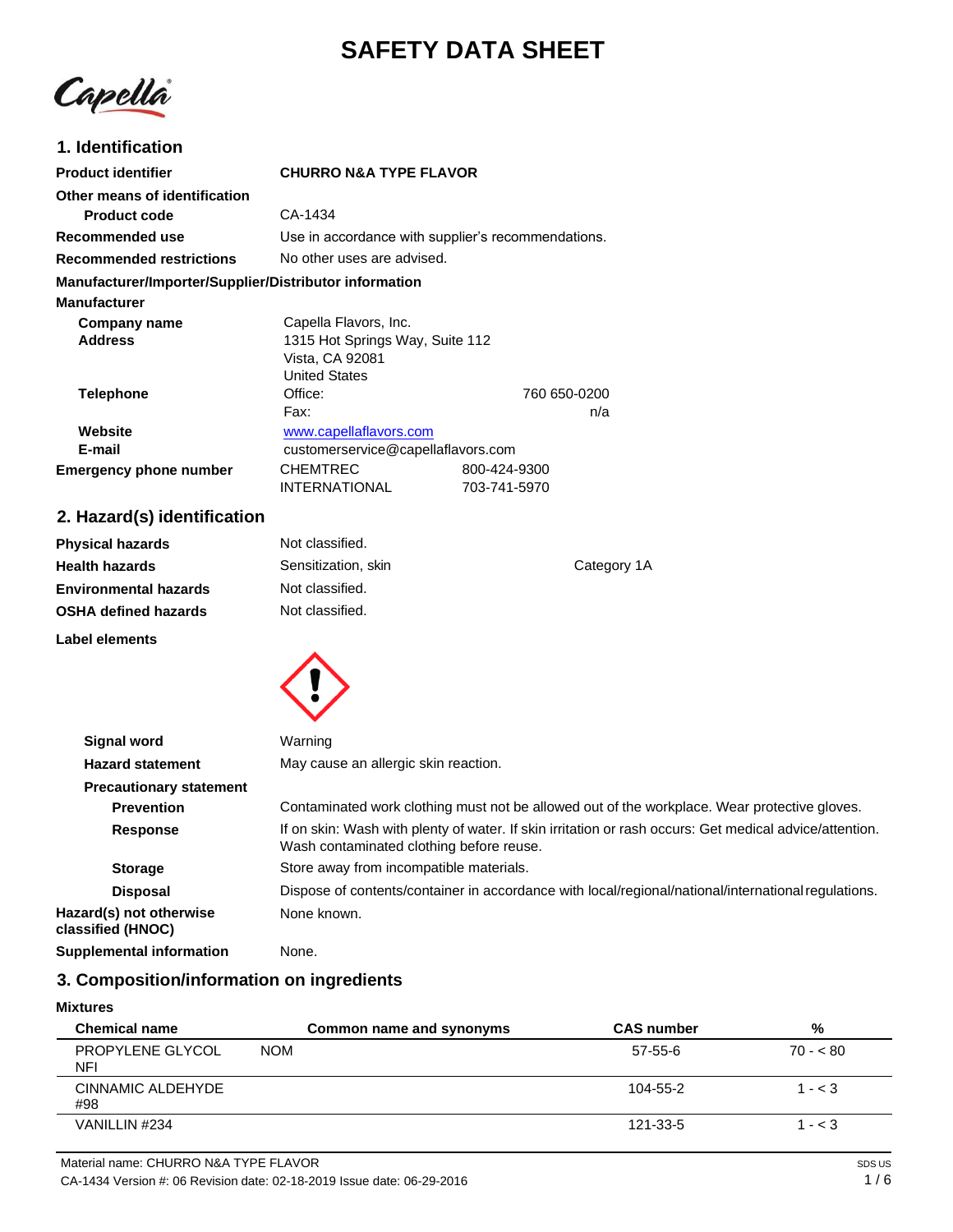# SAFETY DATA SHEET

## 1. Identification

**Product identifier** CHURRO N&A TYPE FLAVOR

**Other means of identification**

**Product code** CA-1434

**Recommended use** Use in accordance with supplier's recommendations.

**Recommended restrictions** No other uses are advised.

**Manufacturer/Importer/Supplier/Distributor information**

**Manufacturer**

**Company name** Capella Flavors, Inc.

**Address** 1315 Hot Springs Way, Suite 112
Vista, CA 92081
United States

**Telephone** Office: 760 650-0200
Fax: n/a

**Website** www.capellaflavors.com

**E-mail** customerservice@capellaflavors.com

**Emergency phone number** CHEMTREC 800-424-9300
INTERNATIONAL 703-741-5970

## 2. Hazard(s) identification

**Physical hazards** Not classified.

**Health hazards** Sensitization, skin Category 1A

**Environmental hazards** Not classified.

**OSHA defined hazards** Not classified.

**Label elements**

**Signal word** Warning

**Hazard statement** May cause an allergic skin reaction.

**Precautionary statement**

**Prevention** Contaminated work clothing must not be allowed out of the workplace. Wear protective gloves.

**Response** If on skin: Wash with plenty of water. If skin irritation or rash occurs: Get medical advice/attention. Wash contaminated clothing before reuse.

**Storage** Store away from incompatible materials.

**Disposal** Dispose of contents/container in accordance with local/regional/national/international regulations.

**Hazard(s) not otherwise classified (HNOC)** None known.

**Supplemental information** None.

## 3. Composition/information on ingredients

**Mixtures**

| Chemical name | Common name and synonyms | CAS number | % |
|---|---|---|---|
| PROPYLENE GLYCOL NFI | NOM | 57-55-6 | 70 - < 80 |
| CINNAMIC ALDEHYDE #98 | | 104-55-2 | 1 - < 3 |
| VANILLIN #234 | | 121-33-5 | 1 - < 3 |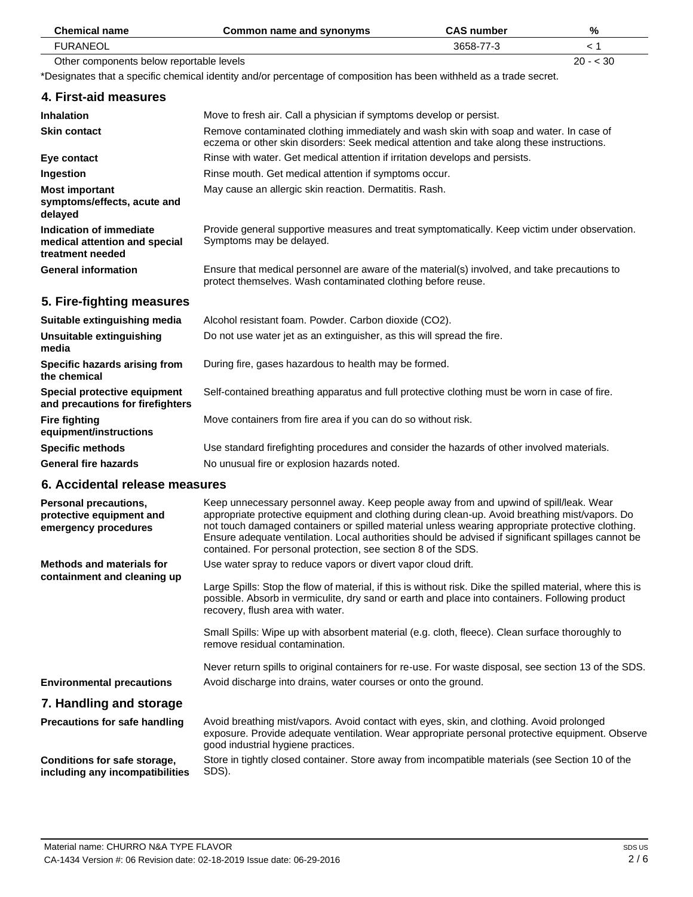| Chemical name | Common name and synonyms | CAS number | % |
| --- | --- | --- | --- |
| FURANEOL | | 3658-77-3 | < 1 |
| Other components below reportable levels | | | 20 - < 30 |

*Designates that a specific chemical identity and/or percentage of composition has been withheld as a trade secret.

## 4. First-aid measures

| | |
| --- | --- |
| **Inhalation** | Move to fresh air. Call a physician if symptoms develop or persist. |
| **Skin contact** | Remove contaminated clothing immediately and wash skin with soap and water. In case of eczema or other skin disorders: Seek medical attention and take along these instructions. |
| **Eye contact** | Rinse with water. Get medical attention if irritation develops and persists. |
| **Ingestion** | Rinse mouth. Get medical attention if symptoms occur. |
| **Most important symptoms/effects, acute and delayed** | May cause an allergic skin reaction. Dermatitis. Rash. |
| **Indication of immediate medical attention and special treatment needed** | Provide general supportive measures and treat symptomatically. Keep victim under observation. Symptoms may be delayed. |
| **General information** | Ensure that medical personnel are aware of the material(s) involved, and take precautions to protect themselves. Wash contaminated clothing before reuse. |

## 5. Fire-fighting measures

| | |
| --- | --- |
| **Suitable extinguishing media** | Alcohol resistant foam. Powder. Carbon dioxide ($CO_2$). |
| **Unsuitable extinguishing media** | Do not use water jet as an extinguisher, as this will spread the fire. |
| **Specific hazards arising from the chemical** | During fire, gases hazardous to health may be formed. |
| **Special protective equipment and precautions for firefighters** | Self-contained breathing apparatus and full protective clothing must be worn in case of fire. |
| **Fire fighting equipment/instructions** | Move containers from fire area if you can do so without risk. |
| **Specific methods** | Use standard firefighting procedures and consider the hazards of other involved materials. |
| **General fire hazards** | No unusual fire or explosion hazards noted. |

## 6. Accidental release measures

| | |
| --- | --- |
| **Personal precautions, protective equipment and emergency procedures** | Keep unnecessary personnel away. Keep people away from and upwind of spill/leak. Wear appropriate protective equipment and clothing during clean-up. Avoid breathing mist/vapors. Do not touch damaged containers or spilled material unless wearing appropriate protective clothing. Ensure adequate ventilation. Local authorities should be advised if significant spillages cannot be contained. For personal protection, see section 8 of the SDS. |
| **Methods and materials for containment and cleaning up** | Use water spray to reduce vapors or divert vapor cloud drift.<br><br>Large Spills: Stop the flow of material, if this is without risk. Dike the spilled material, where this is possible. Absorb in vermiculite, dry sand or earth and place into containers. Following product recovery, flush area with water.<br><br>Small Spills: Wipe up with absorbent material (e.g. cloth, fleece). Clean surface thoroughly to remove residual contamination.<br><br>Never return spills to original containers for re-use. For waste disposal, see section 13 of the SDS. |
| **Environmental precautions** | Avoid discharge into drains, water courses or onto the ground. |

## 7. Handling and storage

| | |
| --- | --- |
| **Precautions for safe handling** | Avoid breathing mist/vapors. Avoid contact with eyes, skin, and clothing. Avoid prolonged exposure. Provide adequate ventilation. Wear appropriate personal protective equipment. Observe good industrial hygiene practices. |
| **Conditions for safe storage, including any incompatibilities** | Store in tightly closed container. Store away from incompatible materials (see Section 10 of the SDS). |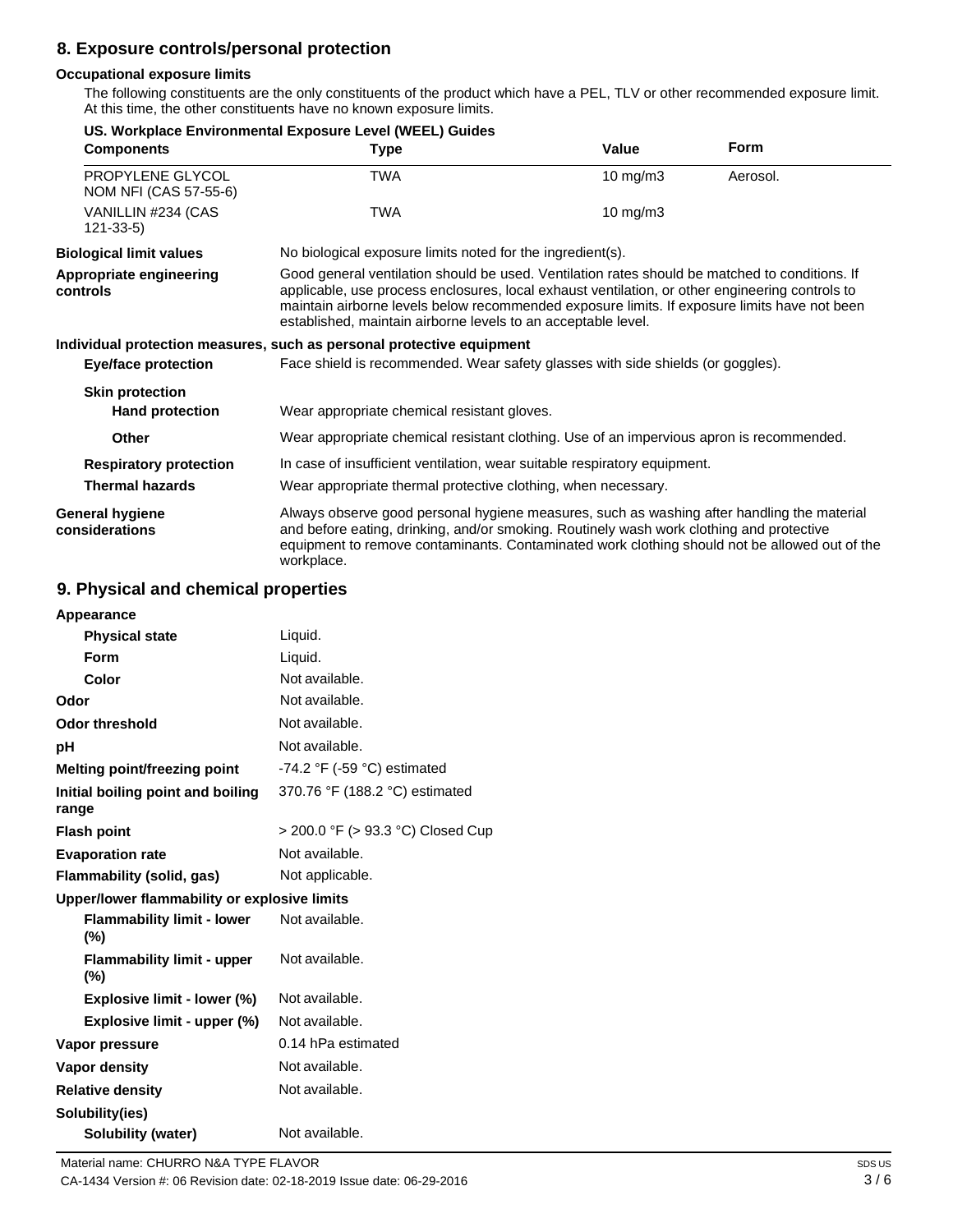## 8. Exposure controls/personal protection

### Occupational exposure limits

The following constituents are the only constituents of the product which have a PEL, TLV or other recommended exposure limit. At this time, the other constituents have no known exposure limits.

**US. Workplace Environmental Exposure Level (WEEL) Guides**

| Components | Type | Value | Form |
|---|---|---|---|
| PROPYLENE GLYCOL NOM NFI (CAS 57-55-6) | TWA | 10 mg/m3 | Aerosol. |
| VANILLIN #234 (CAS 121-33-5) | TWA | 10 mg/m3 | |

**Biological limit values** No biological exposure limits noted for the ingredient(s).

**Appropriate engineering controls** Good general ventilation should be used. Ventilation rates should be matched to conditions. If applicable, use process enclosures, local exhaust ventilation, or other engineering controls to maintain airborne levels below recommended exposure limits. If exposure limits have not been established, maintain airborne levels to an acceptable level.

**Individual protection measures, such as personal protective equipment**

**Eye/face protection** Face shield is recommended. Wear safety glasses with side shields (or goggles).

**Skin protection**

**Hand protection** Wear appropriate chemical resistant gloves.

**Other** Wear appropriate chemical resistant clothing. Use of an impervious apron is recommended.

**Respiratory protection** In case of insufficient ventilation, wear suitable respiratory equipment.

**Thermal hazards** Wear appropriate thermal protective clothing, when necessary.

**General hygiene considerations** Always observe good personal hygiene measures, such as washing after handling the material and before eating, drinking, and/or smoking. Routinely wash work clothing and protective equipment to remove contaminants. Contaminated work clothing should not be allowed out of the workplace.

## 9. Physical and chemical properties

**Appearance**

| | |
|---|---|
| **Physical state** | Liquid. |
| **Form** | Liquid. |
| **Color** | Not available. |
| **Odor** | Not available. |
| **Odor threshold** | Not available. |
| **pH** | Not available. |
| **Melting point/freezing point** | -74.2 °F (-59 °C) estimated |
| **Initial boiling point and boiling range** | 370.76 °F (188.2 °C) estimated |
| **Flash point** | > 200.0 °F (> 93.3 °C) Closed Cup |
| **Evaporation rate** | Not available. |
| **Flammability (solid, gas)** | Not applicable. |
| **Upper/lower flammability or explosive limits** | |
| **Flammability limit - lower (%)** | Not available. |
| **Flammability limit - upper (%)** | Not available. |
| **Explosive limit - lower (%)** | Not available. |
| **Explosive limit - upper (%)** | Not available. |
| **Vapor pressure** | 0.14 hPa estimated |
| **Vapor density** | Not available. |
| **Relative density** | Not available. |
| **Solubility(ies)** | |
| **Solubility (water)** | Not available. |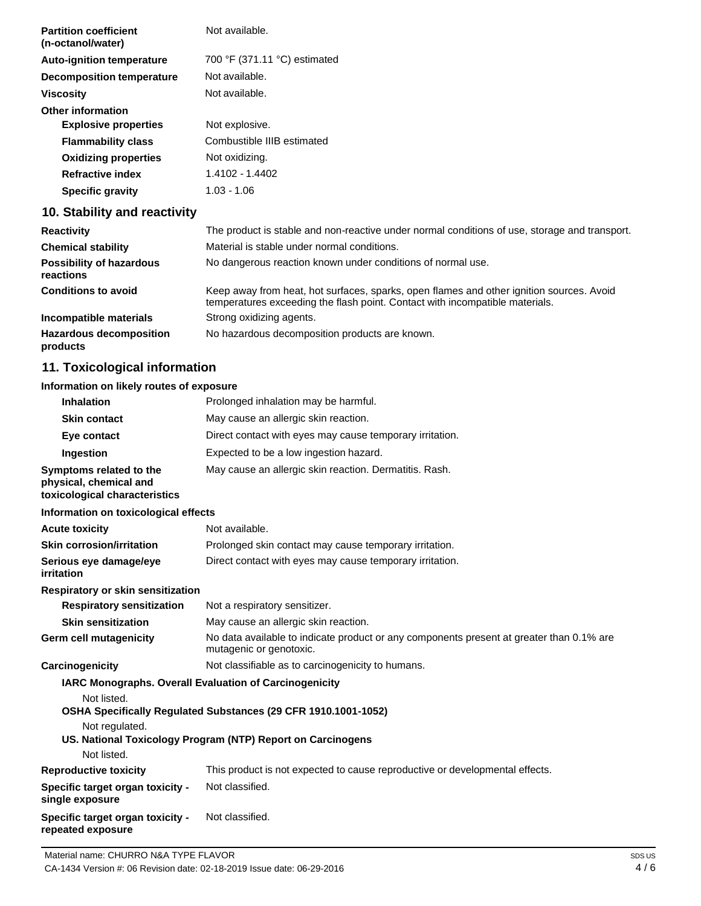| | |
|---|---|
| **Partition coefficient (n-octanol/water)** | Not available. |
| **Auto-ignition temperature** | 700 °F (371.11 °C) estimated |
| **Decomposition temperature** | Not available. |
| **Viscosity** | Not available. |
| **Other information** | |
| **Explosive properties** | Not explosive. |
| **Flammability class** | Combustible IIIB estimated |
| **Oxidizing properties** | Not oxidizing. |
| **Refractive index** | 1.4102 - 1.4402 |
| **Specific gravity** | 1.03 - 1.06 |

## 10. Stability and reactivity

| | |
|---|---|
| **Reactivity** | The product is stable and non-reactive under normal conditions of use, storage and transport. |
| **Chemical stability** | Material is stable under normal conditions. |
| **Possibility of hazardous reactions** | No dangerous reaction known under conditions of normal use. |
| **Conditions to avoid** | Keep away from heat, hot surfaces, sparks, open flames and other ignition sources. Avoid temperatures exceeding the flash point. Contact with incompatible materials. |
| **Incompatible materials** | Strong oxidizing agents. |
| **Hazardous decomposition products** | No hazardous decomposition products are known. |

## 11. Toxicological information

**Information on likely routes of exposure**

| | |
|---|---|
| **Inhalation** | Prolonged inhalation may be harmful. |
| **Skin contact** | May cause an allergic skin reaction. |
| **Eye contact** | Direct contact with eyes may cause temporary irritation. |
| **Ingestion** | Expected to be a low ingestion hazard. |
| **Symptoms related to the physical, chemical and toxicological characteristics** | May cause an allergic skin reaction. Dermatitis. Rash. |

**Information on toxicological effects**

| | |
|---|---|
| **Acute toxicity** | Not available. |
| **Skin corrosion/irritation** | Prolonged skin contact may cause temporary irritation. |
| **Serious eye damage/eye irritation** | Direct contact with eyes may cause temporary irritation. |
| **Respiratory or skin sensitization** | |
| **Respiratory sensitization** | Not a respiratory sensitizer. |
| **Skin sensitization** | May cause an allergic skin reaction. |
| **Germ cell mutagenicity** | No data available to indicate product or any components present at greater than 0.1% are mutagenic or genotoxic. |
| **Carcinogenicity** | Not classifiable as to carcinogenicity to humans. |

**IARC Monographs. Overall Evaluation of Carcinogenicity**

Not listed.

**OSHA Specifically Regulated Substances (29 CFR 1910.1001-1052)**

Not regulated.

**US. National Toxicology Program (NTP) Report on Carcinogens**

Not listed.

| | |
|---|---|
| **Reproductive toxicity** | This product is not expected to cause reproductive or developmental effects. |
| **Specific target organ toxicity - single exposure** | Not classified. |
| **Specific target organ toxicity - repeated exposure** | Not classified. |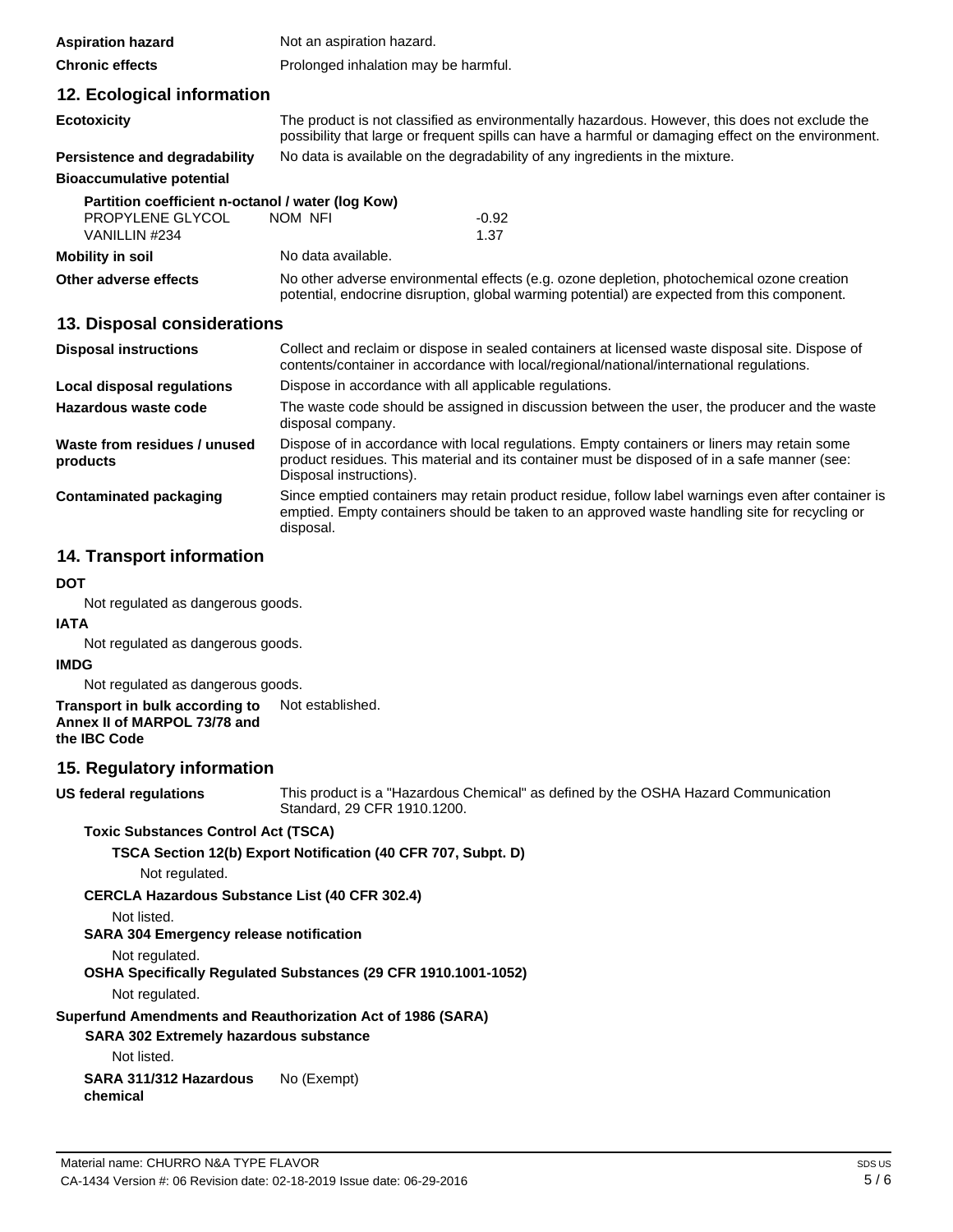**Aspiration hazard** Not an aspiration hazard.

**Chronic effects** Prolonged inhalation may be harmful.

## 12. Ecological information

**Ecotoxicity** The product is not classified as environmentally hazardous. However, this does not exclude the possibility that large or frequent spills can have a harmful or damaging effect on the environment.

**Persistence and degradability** No data is available on the degradability of any ingredients in the mixture.

**Bioaccumulative potential**

**Partition coefficient n-octanol / water (log Kow)**

| | | |
|---|---|---|
| PROPYLENE GLYCOL | NOM NFI | -0.92 |
| VANILLIN #234 | | 1.37 |

**Mobility in soil** No data available.

**Other adverse effects** No other adverse environmental effects (e.g. ozone depletion, photochemical ozone creation potential, endocrine disruption, global warming potential) are expected from this component.

## 13. Disposal considerations

**Disposal instructions** Collect and reclaim or dispose in sealed containers at licensed waste disposal site. Dispose of contents/container in accordance with local/regional/national/international regulations.

**Local disposal regulations** Dispose in accordance with all applicable regulations.

**Hazardous waste code** The waste code should be assigned in discussion between the user, the producer and the waste disposal company.

**Waste from residues / unused products** Dispose of in accordance with local regulations. Empty containers or liners may retain some product residues. This material and its container must be disposed of in a safe manner (see: Disposal instructions).

**Contaminated packaging** Since emptied containers may retain product residue, follow label warnings even after container is emptied. Empty containers should be taken to an approved waste handling site for recycling or disposal.

## 14. Transport information

**DOT**

Not regulated as dangerous goods.

**IATA**

Not regulated as dangerous goods.

**IMDG**

Not regulated as dangerous goods.

**Transport in bulk according to Annex II of MARPOL 73/78 and the IBC Code** Not established.

## 15. Regulatory information

**US federal regulations** This product is a "Hazardous Chemical" as defined by the OSHA Hazard Communication Standard, 29 CFR 1910.1200.

**Toxic Substances Control Act (TSCA)**

**TSCA Section 12(b) Export Notification (40 CFR 707, Subpt. D)**

Not regulated.

**CERCLA Hazardous Substance List (40 CFR 302.4)**

Not listed.

**SARA 304 Emergency release notification**

Not regulated.

**OSHA Specifically Regulated Substances (29 CFR 1910.1001-1052)**

Not regulated.

**Superfund Amendments and Reauthorization Act of 1986 (SARA)**

**SARA 302 Extremely hazardous substance**

Not listed.

**SARA 311/312 Hazardous chemical** No (Exempt)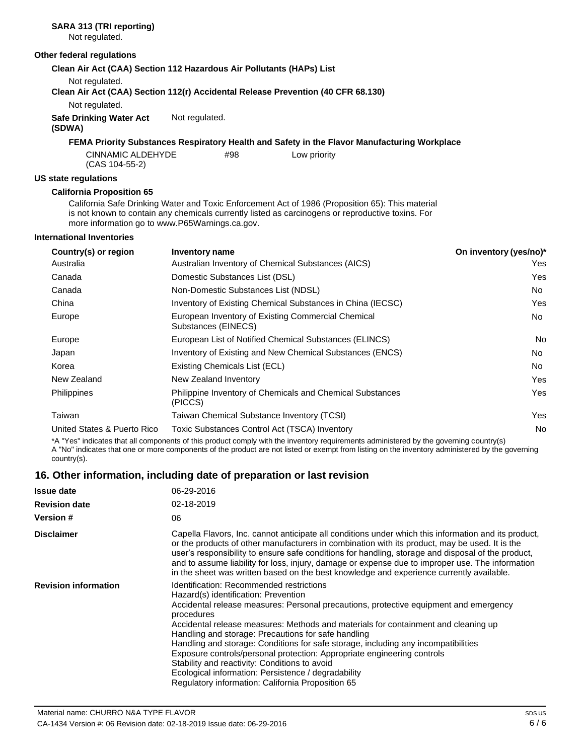**SARA 313 (TRI reporting)**

Not regulated.

**Other federal regulations**

**Clean Air Act (CAA) Section 112 Hazardous Air Pollutants (HAPs) List**

Not regulated.

**Clean Air Act (CAA) Section 112(r) Accidental Release Prevention (40 CFR 68.130)**

Not regulated.

**Safe Drinking Water Act (SDWA)** Not regulated.

**FEMA Priority Substances Respiratory Health and Safety in the Flavor Manufacturing Workplace**

| | | |
|---|---|---|
| CINNAMIC ALDEHYDE (CAS 104-55-2) | #98 | Low priority |

**US state regulations**

**California Proposition 65**

California Safe Drinking Water and Toxic Enforcement Act of 1986 (Proposition 65): This material is not known to contain any chemicals currently listed as carcinogens or reproductive toxins. For more information go to www.P65Warnings.ca.gov.

**International Inventories**

| Country(s) or region | Inventory name | On inventory (yes/no)* |
|---|---|---|
| Australia | Australian Inventory of Chemical Substances (AICS) | Yes |
| Canada | Domestic Substances List (DSL) | Yes |
| Canada | Non-Domestic Substances List (NDSL) | No |
| China | Inventory of Existing Chemical Substances in China (IECSC) | Yes |
| Europe | European Inventory of Existing Commercial Chemical Substances (EINECS) | No |
| Europe | European List of Notified Chemical Substances (ELINCS) | No |
| Japan | Inventory of Existing and New Chemical Substances (ENCS) | No |
| Korea | Existing Chemicals List (ECL) | No |
| New Zealand | New Zealand Inventory | Yes |
| Philippines | Philippine Inventory of Chemicals and Chemical Substances (PICCS) | Yes |
| Taiwan | Taiwan Chemical Substance Inventory (TCSI) | Yes |
| United States & Puerto Rico | Toxic Substances Control Act (TSCA) Inventory | No |

*A "Yes" indicates that all components of this product comply with the inventory requirements administered by the governing country(s)
A "No" indicates that one or more components of the product are not listed or exempt from listing on the inventory administered by the governing country(s).

## 16. Other information, including date of preparation or last revision

**Issue date** 06-29-2016

**Revision date** 02-18-2019

**Version #** 06

**Disclaimer** Capella Flavors, Inc. cannot anticipate all conditions under which this information and its product, or the products of other manufacturers in combination with its product, may be used. It is the user's responsibility to ensure safe conditions for handling, storage and disposal of the product, and to assume liability for loss, injury, damage or expense due to improper use. The information in the sheet was written based on the best knowledge and experience currently available.

**Revision information**

Identification: Recommended restrictions
Hazard(s) identification: Prevention
Accidental release measures: Personal precautions, protective equipment and emergency procedures
Accidental release measures: Methods and materials for containment and cleaning up
Handling and storage: Precautions for safe handling
Handling and storage: Conditions for safe storage, including any incompatibilities
Exposure controls/personal protection: Appropriate engineering controls
Stability and reactivity: Conditions to avoid
Ecological information: Persistence / degradability
Regulatory information: California Proposition 65

Material name: CHURRO N&A TYPE FLAVOR
CA-1434 Version #: 06 Revision date: 02-18-2019 Issue date: 06-29-2016